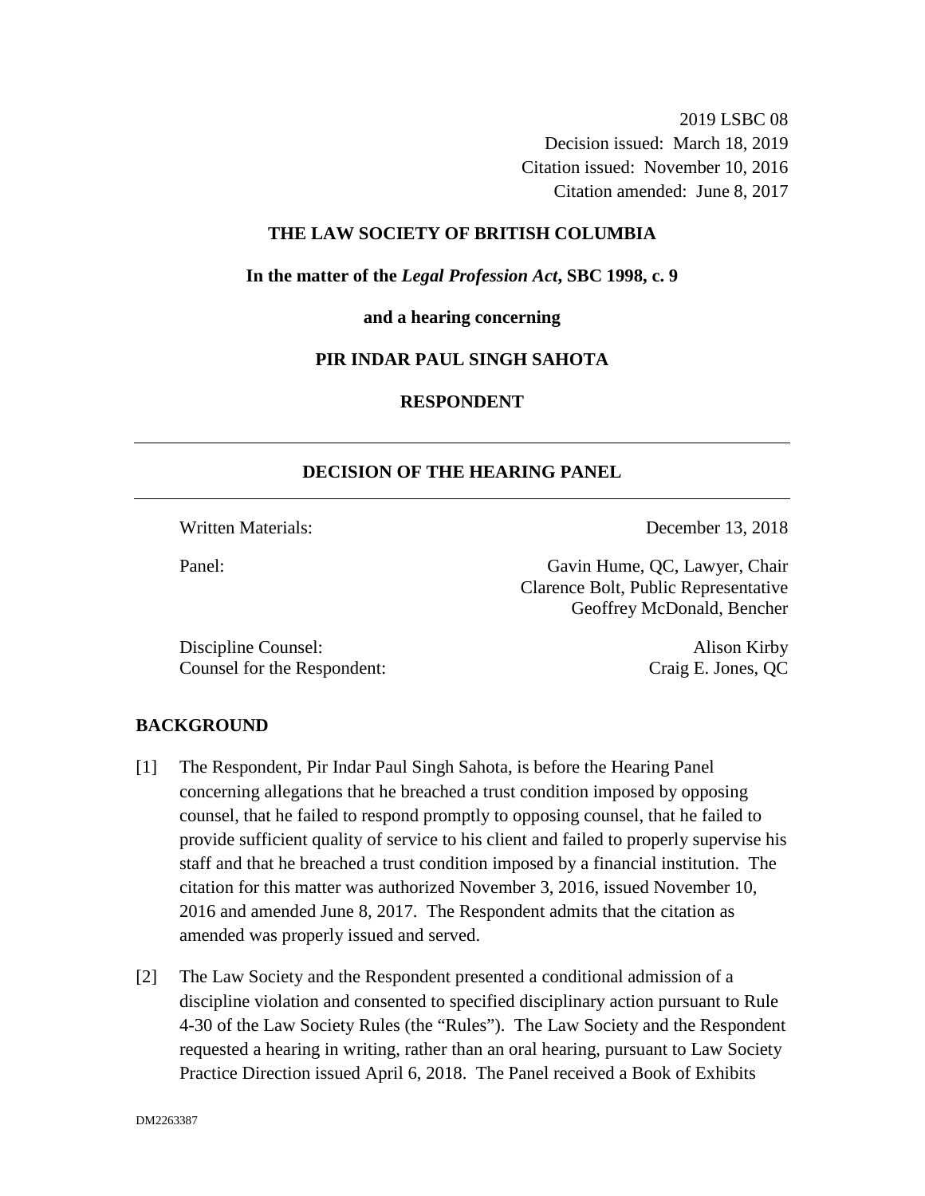2019 LSBC 08
Decision issued: March 18, 2019
Citation issued: November 10, 2016
Citation amended: June 8, 2017

**THE LAW SOCIETY OF BRITISH COLUMBIA**

**In the matter of the *Legal Profession Act*, SBC 1998, c. 9**

**and a hearing concerning**

**PIR INDAR PAUL SINGH SAHOTA**

**RESPONDENT**

---

## DECISION OF THE HEARING PANEL

---

Written Materials: December 13, 2018

Panel: Gavin Hume, QC, Lawyer, Chair
Clarence Bolt, Public Representative
Geoffrey McDonald, Bencher

Discipline Counsel: Alison Kirby
Counsel for the Respondent: Craig E. Jones, QC

## BACKGROUND

[1] The Respondent, Pir Indar Paul Singh Sahota, is before the Hearing Panel concerning allegations that he breached a trust condition imposed by opposing counsel, that he failed to respond promptly to opposing counsel, that he failed to provide sufficient quality of service to his client and failed to properly supervise his staff and that he breached a trust condition imposed by a financial institution. The citation for this matter was authorized November 3, 2016, issued November 10, 2016 and amended June 8, 2017. The Respondent admits that the citation as amended was properly issued and served.

[2] The Law Society and the Respondent presented a conditional admission of a discipline violation and consented to specified disciplinary action pursuant to Rule 4-30 of the Law Society Rules (the "Rules"). The Law Society and the Respondent requested a hearing in writing, rather than an oral hearing, pursuant to Law Society Practice Direction issued April 6, 2018. The Panel received a Book of Exhibits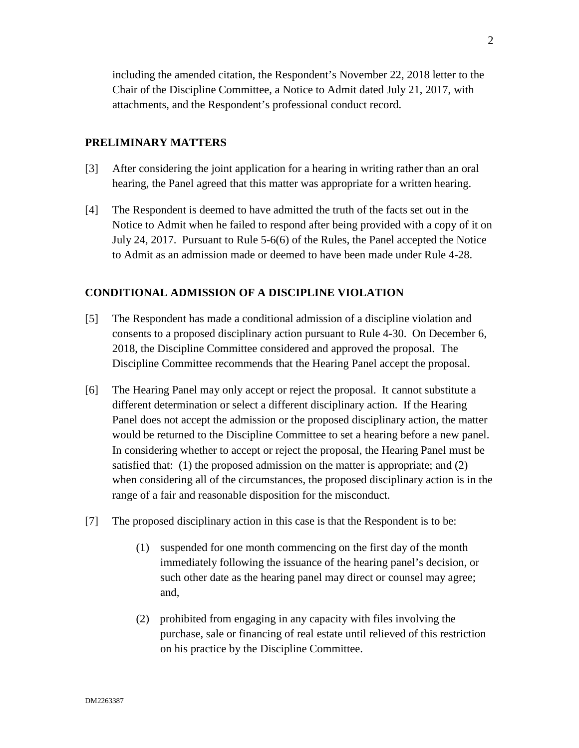including the amended citation, the Respondent's November 22, 2018 letter to the Chair of the Discipline Committee, a Notice to Admit dated July 21, 2017, with attachments, and the Respondent's professional conduct record.

## PRELIMINARY MATTERS

[3] After considering the joint application for a hearing in writing rather than an oral hearing, the Panel agreed that this matter was appropriate for a written hearing.

[4] The Respondent is deemed to have admitted the truth of the facts set out in the Notice to Admit when he failed to respond after being provided with a copy of it on July 24, 2017. Pursuant to Rule 5-6(6) of the Rules, the Panel accepted the Notice to Admit as an admission made or deemed to have been made under Rule 4-28.

## CONDITIONAL ADMISSION OF A DISCIPLINE VIOLATION

[5] The Respondent has made a conditional admission of a discipline violation and consents to a proposed disciplinary action pursuant to Rule 4-30. On December 6, 2018, the Discipline Committee considered and approved the proposal. The Discipline Committee recommends that the Hearing Panel accept the proposal.

[6] The Hearing Panel may only accept or reject the proposal. It cannot substitute a different determination or select a different disciplinary action. If the Hearing Panel does not accept the admission or the proposed disciplinary action, the matter would be returned to the Discipline Committee to set a hearing before a new panel. In considering whether to accept or reject the proposal, the Hearing Panel must be satisfied that: (1) the proposed admission on the matter is appropriate; and (2) when considering all of the circumstances, the proposed disciplinary action is in the range of a fair and reasonable disposition for the misconduct.

[7] The proposed disciplinary action in this case is that the Respondent is to be:

(1) suspended for one month commencing on the first day of the month immediately following the issuance of the hearing panel's decision, or such other date as the hearing panel may direct or counsel may agree; and,

(2) prohibited from engaging in any capacity with files involving the purchase, sale or financing of real estate until relieved of this restriction on his practice by the Discipline Committee.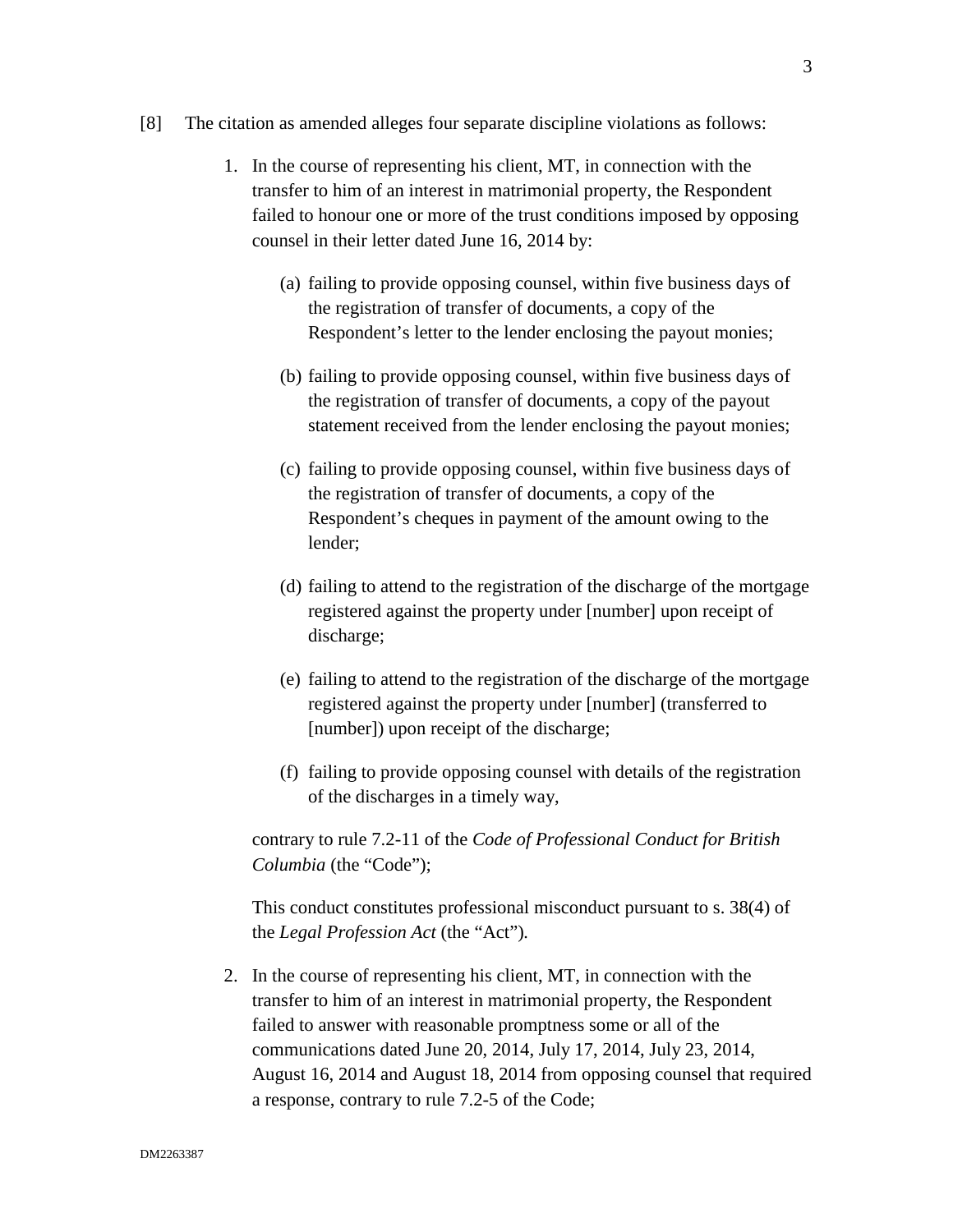[8] The citation as amended alleges four separate discipline violations as follows:

1. In the course of representing his client, MT, in connection with the transfer to him of an interest in matrimonial property, the Respondent failed to honour one or more of the trust conditions imposed by opposing counsel in their letter dated June 16, 2014 by:

   (a) failing to provide opposing counsel, within five business days of the registration of transfer of documents, a copy of the Respondent's letter to the lender enclosing the payout monies;

   (b) failing to provide opposing counsel, within five business days of the registration of transfer of documents, a copy of the payout statement received from the lender enclosing the payout monies;

   (c) failing to provide opposing counsel, within five business days of the registration of transfer of documents, a copy of the Respondent's cheques in payment of the amount owing to the lender;

   (d) failing to attend to the registration of the discharge of the mortgage registered against the property under [number] upon receipt of discharge;

   (e) failing to attend to the registration of the discharge of the mortgage registered against the property under [number] (transferred to [number]) upon receipt of the discharge;

   (f) failing to provide opposing counsel with details of the registration of the discharges in a timely way,

   contrary to rule 7.2-11 of the *Code of Professional Conduct for British Columbia* (the "Code");

   This conduct constitutes professional misconduct pursuant to s. 38(4) of the *Legal Profession Act* (the "Act").

2. In the course of representing his client, MT, in connection with the transfer to him of an interest in matrimonial property, the Respondent failed to answer with reasonable promptness some or all of the communications dated June 20, 2014, July 17, 2014, July 23, 2014, August 16, 2014 and August 18, 2014 from opposing counsel that required a response, contrary to rule 7.2-5 of the Code;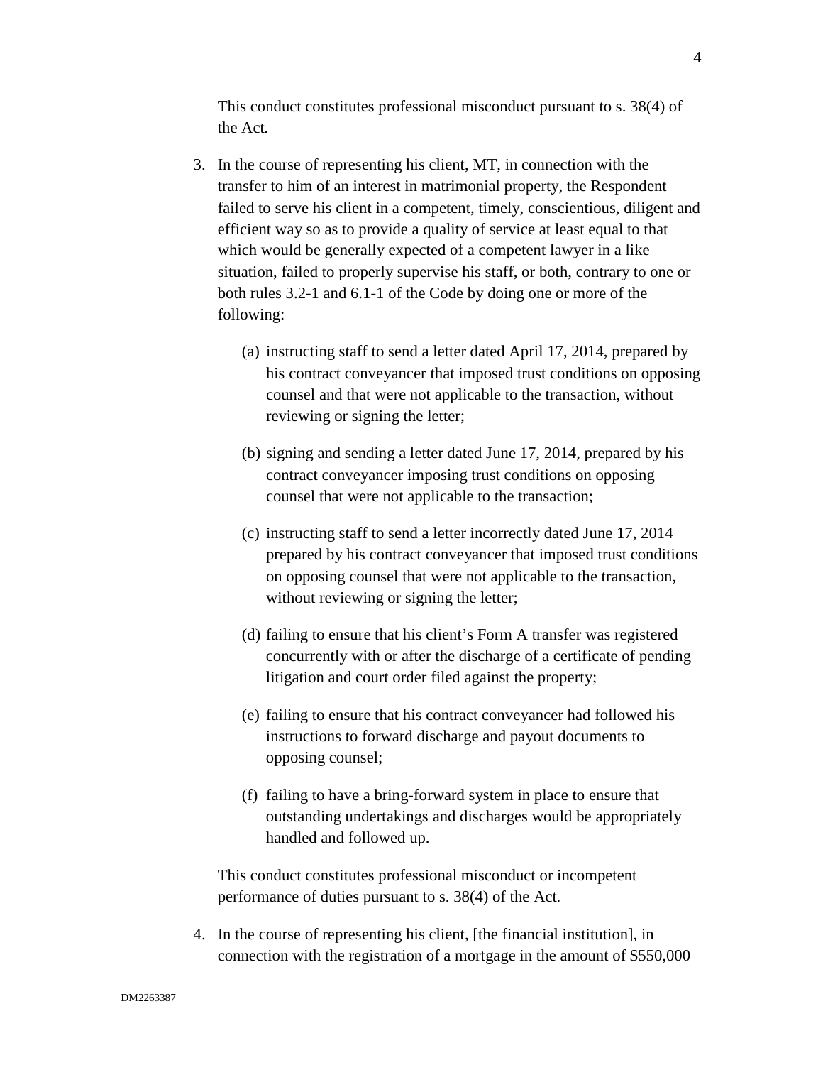This conduct constitutes professional misconduct pursuant to s. 38(4) of the Act.

3. In the course of representing his client, MT, in connection with the transfer to him of an interest in matrimonial property, the Respondent failed to serve his client in a competent, timely, conscientious, diligent and efficient way so as to provide a quality of service at least equal to that which would be generally expected of a competent lawyer in a like situation, failed to properly supervise his staff, or both, contrary to one or both rules 3.2-1 and 6.1-1 of the Code by doing one or more of the following:

   (a) instructing staff to send a letter dated April 17, 2014, prepared by his contract conveyancer that imposed trust conditions on opposing counsel and that were not applicable to the transaction, without reviewing or signing the letter;

   (b) signing and sending a letter dated June 17, 2014, prepared by his contract conveyancer imposing trust conditions on opposing counsel that were not applicable to the transaction;

   (c) instructing staff to send a letter incorrectly dated June 17, 2014 prepared by his contract conveyancer that imposed trust conditions on opposing counsel that were not applicable to the transaction, without reviewing or signing the letter;

   (d) failing to ensure that his client's Form A transfer was registered concurrently with or after the discharge of a certificate of pending litigation and court order filed against the property;

   (e) failing to ensure that his contract conveyancer had followed his instructions to forward discharge and payout documents to opposing counsel;

   (f) failing to have a bring-forward system in place to ensure that outstanding undertakings and discharges would be appropriately handled and followed up.

   This conduct constitutes professional misconduct or incompetent performance of duties pursuant to s. 38(4) of the Act.

4. In the course of representing his client, [the financial institution], in connection with the registration of a mortgage in the amount of $550,000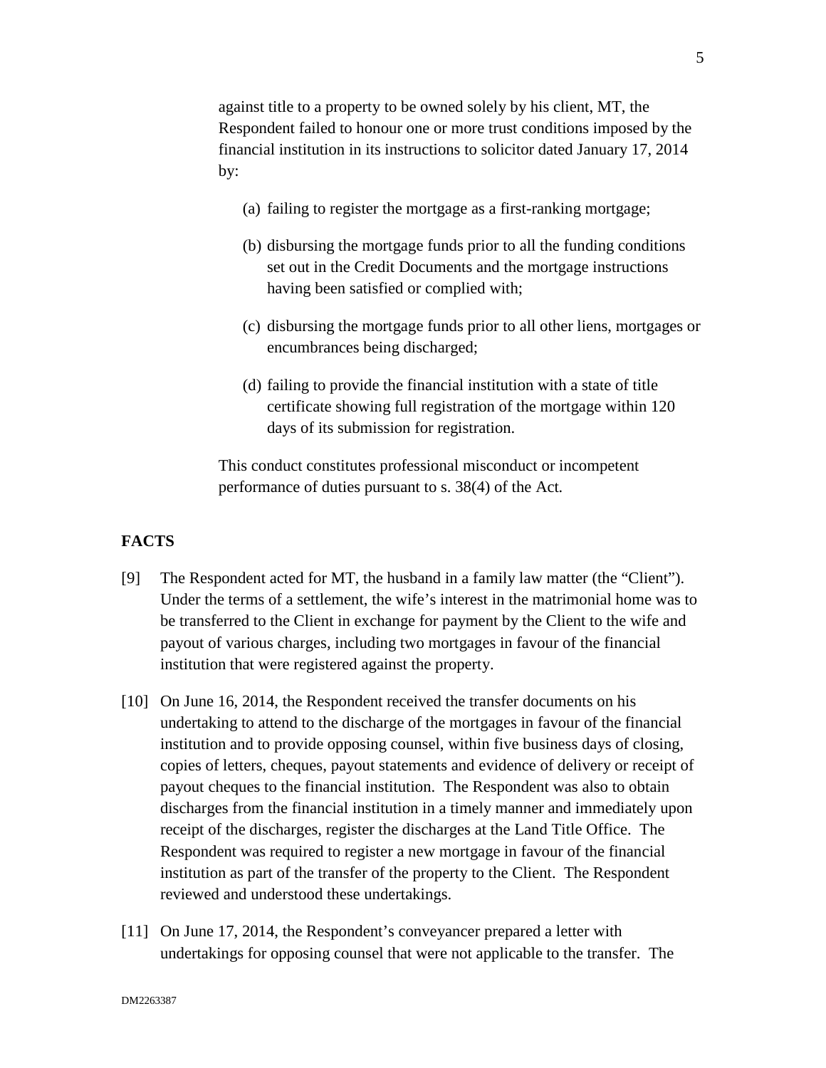against title to a property to be owned solely by his client, MT, the Respondent failed to honour one or more trust conditions imposed by the financial institution in its instructions to solicitor dated January 17, 2014 by:

(a) failing to register the mortgage as a first-ranking mortgage;

(b) disbursing the mortgage funds prior to all the funding conditions set out in the Credit Documents and the mortgage instructions having been satisfied or complied with;

(c) disbursing the mortgage funds prior to all other liens, mortgages or encumbrances being discharged;

(d) failing to provide the financial institution with a state of title certificate showing full registration of the mortgage within 120 days of its submission for registration.

This conduct constitutes professional misconduct or incompetent performance of duties pursuant to s. 38(4) of the Act.

## FACTS

[9] The Respondent acted for MT, the husband in a family law matter (the "Client"). Under the terms of a settlement, the wife's interest in the matrimonial home was to be transferred to the Client in exchange for payment by the Client to the wife and payout of various charges, including two mortgages in favour of the financial institution that were registered against the property.

[10] On June 16, 2014, the Respondent received the transfer documents on his undertaking to attend to the discharge of the mortgages in favour of the financial institution and to provide opposing counsel, within five business days of closing, copies of letters, cheques, payout statements and evidence of delivery or receipt of payout cheques to the financial institution. The Respondent was also to obtain discharges from the financial institution in a timely manner and immediately upon receipt of the discharges, register the discharges at the Land Title Office. The Respondent was required to register a new mortgage in favour of the financial institution as part of the transfer of the property to the Client. The Respondent reviewed and understood these undertakings.

[11] On June 17, 2014, the Respondent's conveyancer prepared a letter with undertakings for opposing counsel that were not applicable to the transfer. The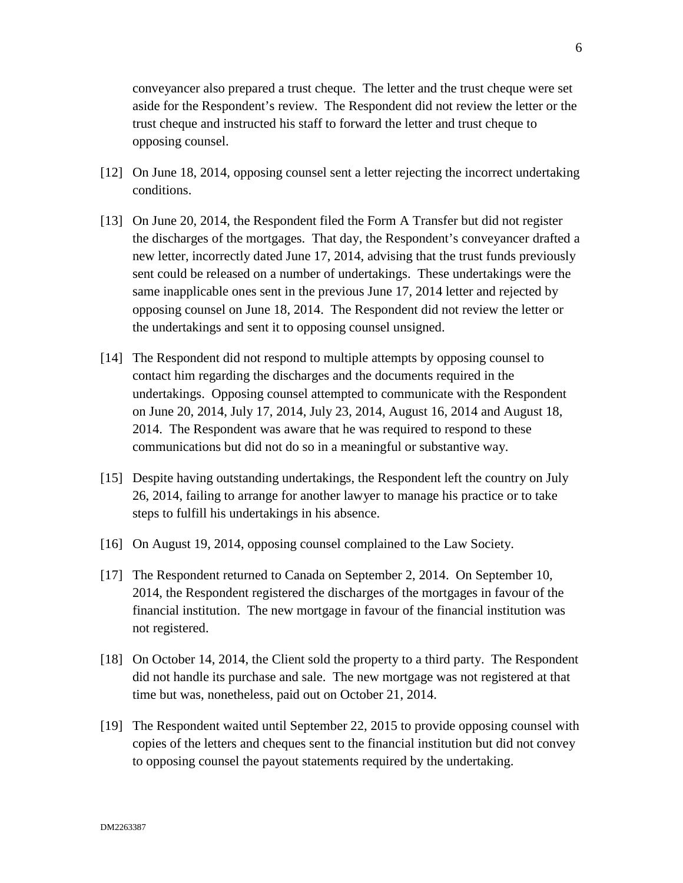conveyancer also prepared a trust cheque. The letter and the trust cheque were set aside for the Respondent's review. The Respondent did not review the letter or the trust cheque and instructed his staff to forward the letter and trust cheque to opposing counsel.

[12] On June 18, 2014, opposing counsel sent a letter rejecting the incorrect undertaking conditions.

[13] On June 20, 2014, the Respondent filed the Form A Transfer but did not register the discharges of the mortgages. That day, the Respondent's conveyancer drafted a new letter, incorrectly dated June 17, 2014, advising that the trust funds previously sent could be released on a number of undertakings. These undertakings were the same inapplicable ones sent in the previous June 17, 2014 letter and rejected by opposing counsel on June 18, 2014. The Respondent did not review the letter or the undertakings and sent it to opposing counsel unsigned.

[14] The Respondent did not respond to multiple attempts by opposing counsel to contact him regarding the discharges and the documents required in the undertakings. Opposing counsel attempted to communicate with the Respondent on June 20, 2014, July 17, 2014, July 23, 2014, August 16, 2014 and August 18, 2014. The Respondent was aware that he was required to respond to these communications but did not do so in a meaningful or substantive way.

[15] Despite having outstanding undertakings, the Respondent left the country on July 26, 2014, failing to arrange for another lawyer to manage his practice or to take steps to fulfill his undertakings in his absence.

[16] On August 19, 2014, opposing counsel complained to the Law Society.

[17] The Respondent returned to Canada on September 2, 2014. On September 10, 2014, the Respondent registered the discharges of the mortgages in favour of the financial institution. The new mortgage in favour of the financial institution was not registered.

[18] On October 14, 2014, the Client sold the property to a third party. The Respondent did not handle its purchase and sale. The new mortgage was not registered at that time but was, nonetheless, paid out on October 21, 2014.

[19] The Respondent waited until September 22, 2015 to provide opposing counsel with copies of the letters and cheques sent to the financial institution but did not convey to opposing counsel the payout statements required by the undertaking.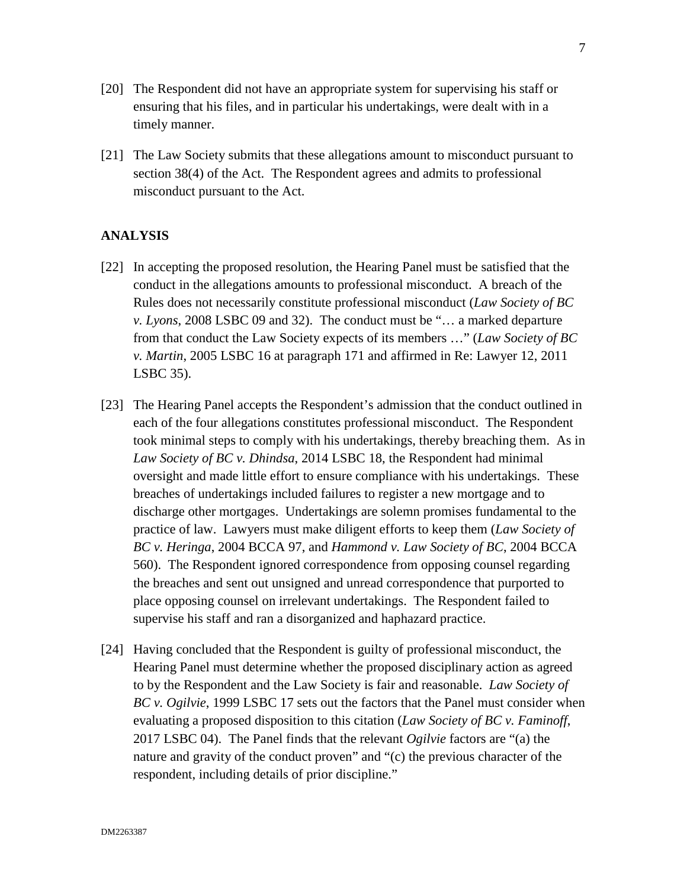[20] The Respondent did not have an appropriate system for supervising his staff or ensuring that his files, and in particular his undertakings, were dealt with in a timely manner.

[21] The Law Society submits that these allegations amount to misconduct pursuant to section 38(4) of the Act. The Respondent agrees and admits to professional misconduct pursuant to the Act.

## ANALYSIS

[22] In accepting the proposed resolution, the Hearing Panel must be satisfied that the conduct in the allegations amounts to professional misconduct. A breach of the Rules does not necessarily constitute professional misconduct (*Law Society of BC v. Lyons*, 2008 LSBC 09 and 32). The conduct must be "… a marked departure from that conduct the Law Society expects of its members …" (*Law Society of BC v. Martin*, 2005 LSBC 16 at paragraph 171 and affirmed in Re: Lawyer 12, 2011 LSBC 35).

[23] The Hearing Panel accepts the Respondent's admission that the conduct outlined in each of the four allegations constitutes professional misconduct. The Respondent took minimal steps to comply with his undertakings, thereby breaching them. As in *Law Society of BC v. Dhindsa*, 2014 LSBC 18, the Respondent had minimal oversight and made little effort to ensure compliance with his undertakings. These breaches of undertakings included failures to register a new mortgage and to discharge other mortgages. Undertakings are solemn promises fundamental to the practice of law. Lawyers must make diligent efforts to keep them (*Law Society of BC v. Heringa*, 2004 BCCA 97, and *Hammond v. Law Society of BC*, 2004 BCCA 560). The Respondent ignored correspondence from opposing counsel regarding the breaches and sent out unsigned and unread correspondence that purported to place opposing counsel on irrelevant undertakings. The Respondent failed to supervise his staff and ran a disorganized and haphazard practice.

[24] Having concluded that the Respondent is guilty of professional misconduct, the Hearing Panel must determine whether the proposed disciplinary action as agreed to by the Respondent and the Law Society is fair and reasonable. *Law Society of BC v. Ogilvie*, 1999 LSBC 17 sets out the factors that the Panel must consider when evaluating a proposed disposition to this citation (*Law Society of BC v. Faminoff*, 2017 LSBC 04). The Panel finds that the relevant *Ogilvie* factors are "(a) the nature and gravity of the conduct proven" and "(c) the previous character of the respondent, including details of prior discipline."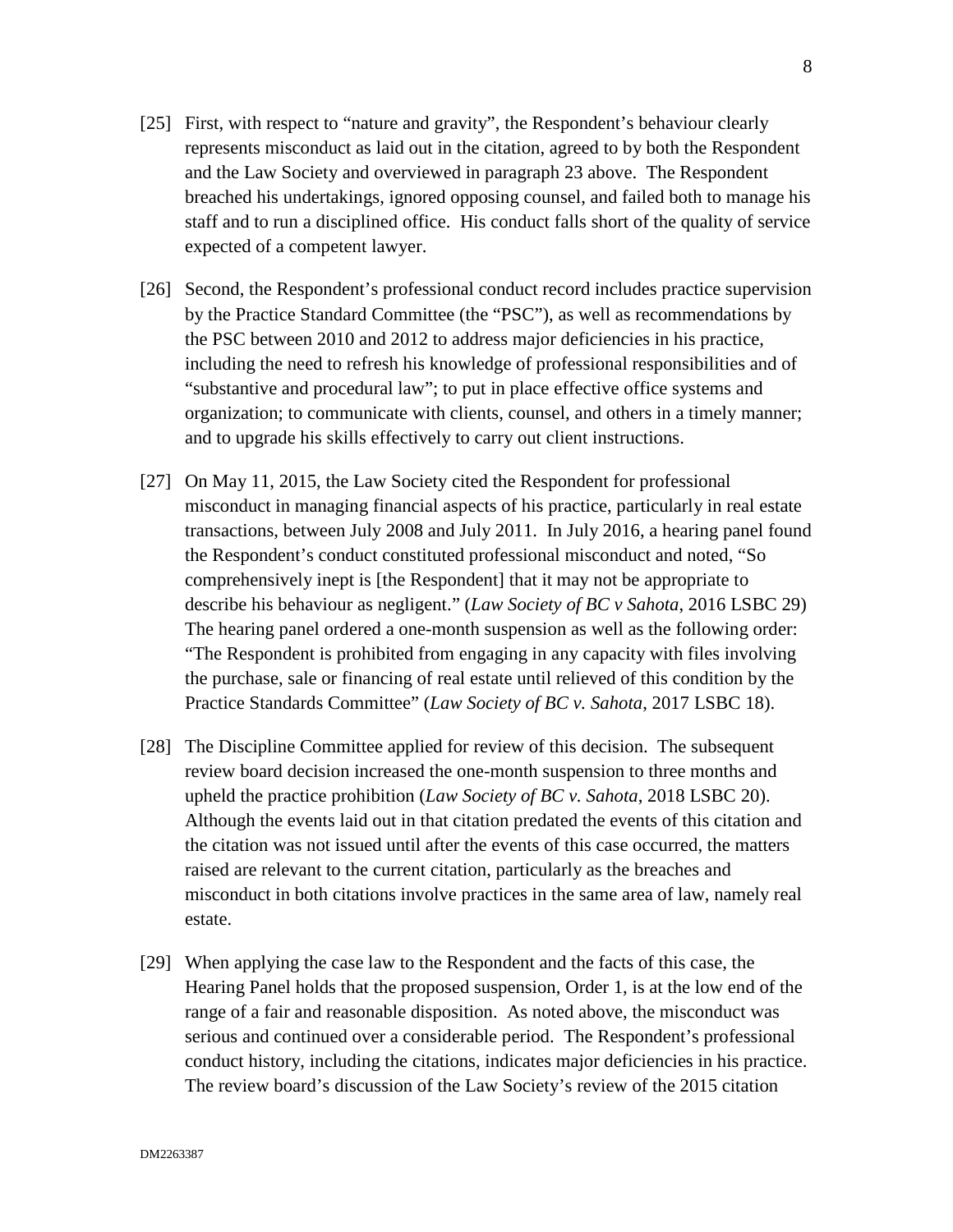[25] First, with respect to "nature and gravity", the Respondent's behaviour clearly represents misconduct as laid out in the citation, agreed to by both the Respondent and the Law Society and overviewed in paragraph 23 above. The Respondent breached his undertakings, ignored opposing counsel, and failed both to manage his staff and to run a disciplined office. His conduct falls short of the quality of service expected of a competent lawyer.

[26] Second, the Respondent's professional conduct record includes practice supervision by the Practice Standard Committee (the "PSC"), as well as recommendations by the PSC between 2010 and 2012 to address major deficiencies in his practice, including the need to refresh his knowledge of professional responsibilities and of "substantive and procedural law"; to put in place effective office systems and organization; to communicate with clients, counsel, and others in a timely manner; and to upgrade his skills effectively to carry out client instructions.

[27] On May 11, 2015, the Law Society cited the Respondent for professional misconduct in managing financial aspects of his practice, particularly in real estate transactions, between July 2008 and July 2011. In July 2016, a hearing panel found the Respondent's conduct constituted professional misconduct and noted, "So comprehensively inept is [the Respondent] that it may not be appropriate to describe his behaviour as negligent." (*Law Society of BC v Sahota*, 2016 LSBC 29) The hearing panel ordered a one-month suspension as well as the following order: "The Respondent is prohibited from engaging in any capacity with files involving the purchase, sale or financing of real estate until relieved of this condition by the Practice Standards Committee" (*Law Society of BC v. Sahota*, 2017 LSBC 18).

[28] The Discipline Committee applied for review of this decision. The subsequent review board decision increased the one-month suspension to three months and upheld the practice prohibition (*Law Society of BC v. Sahota*, 2018 LSBC 20). Although the events laid out in that citation predated the events of this citation and the citation was not issued until after the events of this case occurred, the matters raised are relevant to the current citation, particularly as the breaches and misconduct in both citations involve practices in the same area of law, namely real estate.

[29] When applying the case law to the Respondent and the facts of this case, the Hearing Panel holds that the proposed suspension, Order 1, is at the low end of the range of a fair and reasonable disposition. As noted above, the misconduct was serious and continued over a considerable period. The Respondent's professional conduct history, including the citations, indicates major deficiencies in his practice. The review board's discussion of the Law Society's review of the 2015 citation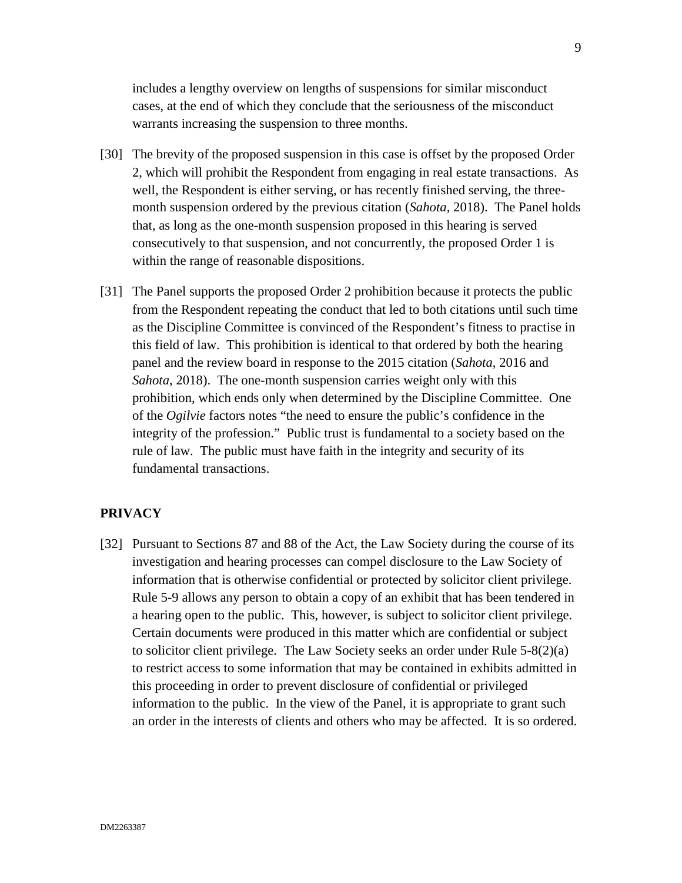includes a lengthy overview on lengths of suspensions for similar misconduct cases, at the end of which they conclude that the seriousness of the misconduct warrants increasing the suspension to three months.

[30] The brevity of the proposed suspension in this case is offset by the proposed Order 2, which will prohibit the Respondent from engaging in real estate transactions. As well, the Respondent is either serving, or has recently finished serving, the three-month suspension ordered by the previous citation (*Sahota*, 2018). The Panel holds that, as long as the one-month suspension proposed in this hearing is served consecutively to that suspension, and not concurrently, the proposed Order 1 is within the range of reasonable dispositions.

[31] The Panel supports the proposed Order 2 prohibition because it protects the public from the Respondent repeating the conduct that led to both citations until such time as the Discipline Committee is convinced of the Respondent's fitness to practise in this field of law. This prohibition is identical to that ordered by both the hearing panel and the review board in response to the 2015 citation (*Sahota*, 2016 and *Sahota*, 2018). The one-month suspension carries weight only with this prohibition, which ends only when determined by the Discipline Committee. One of the *Ogilvie* factors notes "the need to ensure the public's confidence in the integrity of the profession." Public trust is fundamental to a society based on the rule of law. The public must have faith in the integrity and security of its fundamental transactions.

## PRIVACY

[32] Pursuant to Sections 87 and 88 of the Act, the Law Society during the course of its investigation and hearing processes can compel disclosure to the Law Society of information that is otherwise confidential or protected by solicitor client privilege. Rule 5-9 allows any person to obtain a copy of an exhibit that has been tendered in a hearing open to the public. This, however, is subject to solicitor client privilege. Certain documents were produced in this matter which are confidential or subject to solicitor client privilege. The Law Society seeks an order under Rule 5-8(2)(a) to restrict access to some information that may be contained in exhibits admitted in this proceeding in order to prevent disclosure of confidential or privileged information to the public. In the view of the Panel, it is appropriate to grant such an order in the interests of clients and others who may be affected. It is so ordered.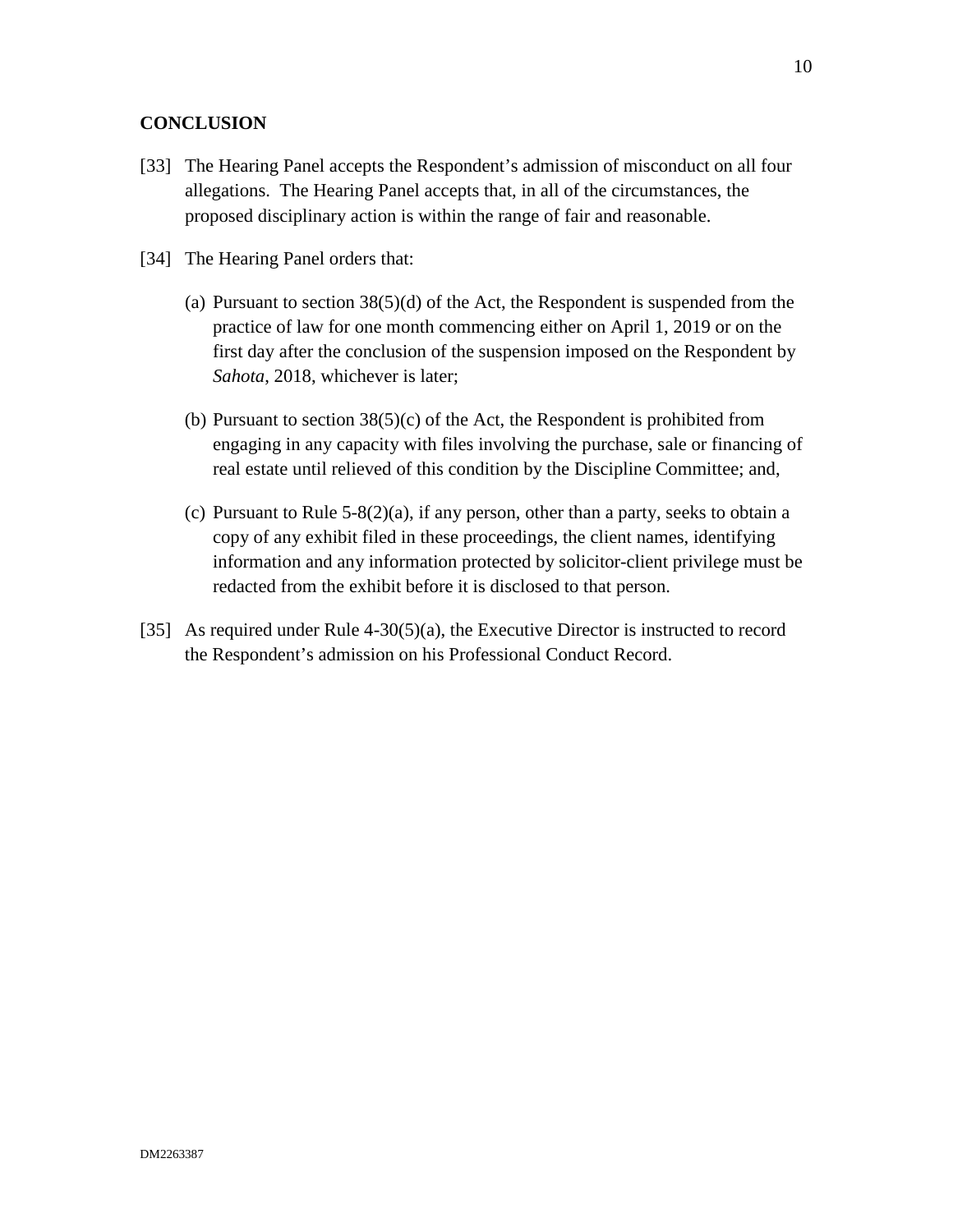## CONCLUSION

[33] The Hearing Panel accepts the Respondent's admission of misconduct on all four allegations. The Hearing Panel accepts that, in all of the circumstances, the proposed disciplinary action is within the range of fair and reasonable.

[34] The Hearing Panel orders that:

(a) Pursuant to section 38(5)(d) of the Act, the Respondent is suspended from the practice of law for one month commencing either on April 1, 2019 or on the first day after the conclusion of the suspension imposed on the Respondent by *Sahota*, 2018, whichever is later;

(b) Pursuant to section 38(5)(c) of the Act, the Respondent is prohibited from engaging in any capacity with files involving the purchase, sale or financing of real estate until relieved of this condition by the Discipline Committee; and,

(c) Pursuant to Rule 5-8(2)(a), if any person, other than a party, seeks to obtain a copy of any exhibit filed in these proceedings, the client names, identifying information and any information protected by solicitor-client privilege must be redacted from the exhibit before it is disclosed to that person.

[35] As required under Rule 4-30(5)(a), the Executive Director is instructed to record the Respondent's admission on his Professional Conduct Record.

DM2263387